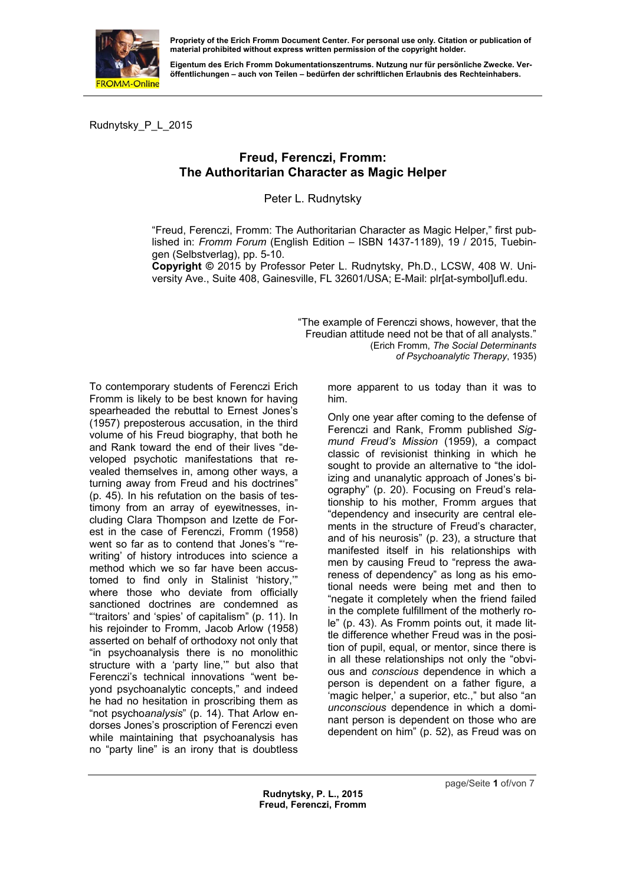**Propriety of the Erich Fromm Document Center. For personal use only. Citation or publication of material prohibited without express written permission of the copyright holder.**

**Eigentum des Erich Fromm Dokumentationszentrums. Nutzung nur für persönliche Zwecke. Veröffentlichungen – auch von Teilen – bedürfen der schriftlichen Erlaubnis des Rechteinhabers.**

Rudnytsky_P_L_2015

# Freud, Ferenczi, Fromm: The Authoritarian Character as Magic Helper

Peter L. Rudnytsky

"Freud, Ferenczi, Fromm: The Authoritarian Character as Magic Helper," first published in: *Fromm Forum* (English Edition – ISBN 1437-1189), 19 / 2015, Tuebingen (Selbstverlag), pp. 5-10.
**Copyright ©** 2015 by Professor Peter L. Rudnytsky, Ph.D., LCSW, 408 W. University Ave., Suite 408, Gainesville, FL 32601/USA; E-Mail: plr[at-symbol]ufl.edu.

"The example of Ferenczi shows, however, that the Freudian attitude need not be that of all analysts."
(Erich Fromm, *The Social Determinants of Psychoanalytic Therapy*, 1935)

To contemporary students of Ferenczi Erich Fromm is likely to be best known for having spearheaded the rebuttal to Ernest Jones's (1957) preposterous accusation, in the third volume of his Freud biography, that both he and Rank toward the end of their lives "developed psychotic manifestations that revealed themselves in, among other ways, a turning away from Freud and his doctrines" (p. 45). In his refutation on the basis of testimony from an array of eyewitnesses, including Clara Thompson and Izette de Forest in the case of Ferenczi, Fromm (1958) went so far as to contend that Jones's "'rewriting' of history introduces into science a method which we so far have been accustomed to find only in Stalinist 'history,'" where those who deviate from officially sanctioned doctrines are condemned as "'traitors' and 'spies' of capitalism" (p. 11). In his rejoinder to Fromm, Jacob Arlow (1958) asserted on behalf of orthodoxy not only that "in psychoanalysis there is no monolithic structure with a 'party line,'" but also that Ferenczi's technical innovations "went beyond psychoanalytic concepts," and indeed he had no hesitation in proscribing them as "not psycho*analysis*" (p. 14). That Arlow endorses Jones's proscription of Ferenczi even while maintaining that psychoanalysis has no "party line" is an irony that is doubtless more apparent to us today than it was to him.

Only one year after coming to the defense of Ferenczi and Rank, Fromm published *Sigmund Freud's Mission* (1959), a compact classic of revisionist thinking in which he sought to provide an alternative to "the idolizing and unanalytic approach of Jones's biography" (p. 20). Focusing on Freud's relationship to his mother, Fromm argues that "dependency and insecurity are central elements in the structure of Freud's character, and of his neurosis" (p. 23), a structure that manifested itself in his relationships with men by causing Freud to "repress the awareness of dependency" as long as his emotional needs were being met and then to "negate it completely when the friend failed in the complete fulfillment of the motherly role" (p. 43). As Fromm points out, it made little difference whether Freud was in the position of pupil, equal, or mentor, since there is in all these relationships not only the "obvious and *conscious* dependence in which a person is dependent on a father figure, a 'magic helper,' a superior, etc.," but also "an *unconscious* dependence in which a dominant person is dependent on those who are dependent on him" (p. 52), as Freud was on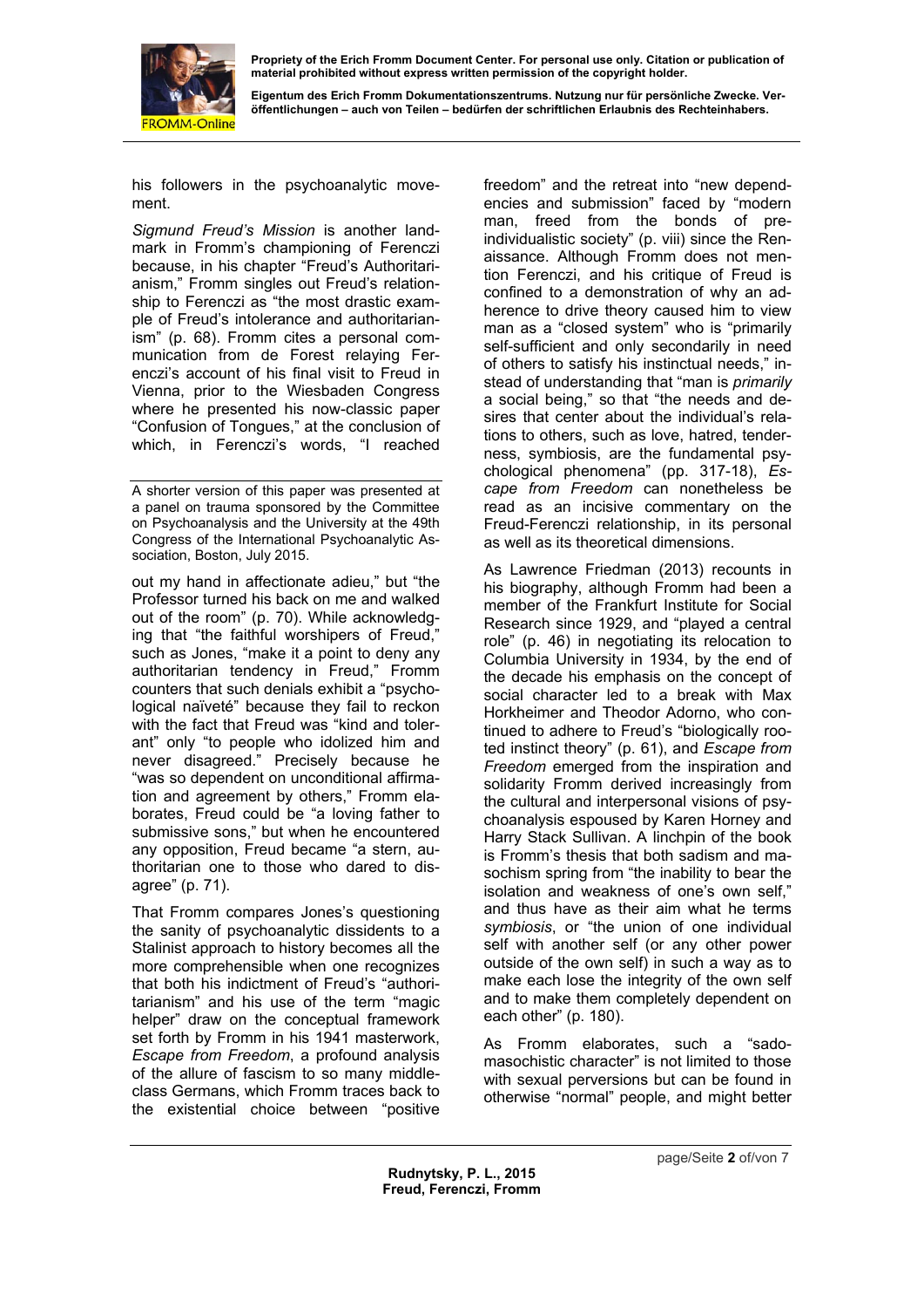his followers in the psychoanalytic movement.

*Sigmund Freud's Mission* is another landmark in Fromm's championing of Ferenczi because, in his chapter "Freud's Authoritarianism," Fromm singles out Freud's relationship to Ferenczi as "the most drastic example of Freud's intolerance and authoritarianism" (p. 68). Fromm cites a personal communication from de Forest relaying Ferenczi's account of his final visit to Freud in Vienna, prior to the Wiesbaden Congress where he presented his now-classic paper "Confusion of Tongues," at the conclusion of which, in Ferenczi's words, "I reached out my hand in affectionate adieu," but "the Professor turned his back on me and walked out of the room" (p. 70). While acknowledging that "the faithful worshipers of Freud," such as Jones, "make it a point to deny any authoritarian tendency in Freud," Fromm counters that such denials exhibit a "psychological naïveté" because they fail to reckon with the fact that Freud was "kind and tolerant" only "to people who idolized him and never disagreed." Precisely because he "was so dependent on unconditional affirmation and agreement by others," Fromm elaborates, Freud could be "a loving father to submissive sons," but when he encountered any opposition, Freud became "a stern, authoritarian one to those who dared to disagree" (p. 71).

That Fromm compares Jones's questioning the sanity of psychoanalytic dissidents to a Stalinist approach to history becomes all the more comprehensible when one recognizes that both his indictment of Freud's "authoritarianism" and his use of the term "magic helper" draw on the conceptual framework set forth by Fromm in his 1941 masterwork, *Escape from Freedom*, a profound analysis of the allure of fascism to so many middle-class Germans, which Fromm traces back to the existential choice between "positive freedom" and the retreat into "new dependencies and submission" faced by "modern man, freed from the bonds of pre-individualistic society" (p. viii) since the Renaissance. Although Fromm does not mention Ferenczi, and his critique of Freud is confined to a demonstration of why an adherence to drive theory caused him to view man as a "closed system" who is "primarily self-sufficient and only secondarily in need of others to satisfy his instinctual needs," instead of understanding that "man is *primarily* a social being," so that "the needs and desires that center about the individual's relations to others, such as love, hatred, tenderness, symbiosis, are the fundamental psychological phenomena" (pp. 317-18), *Escape from Freedom* can nonetheless be read as an incisive commentary on the Freud-Ferenczi relationship, in its personal as well as its theoretical dimensions.

As Lawrence Friedman (2013) recounts in his biography, although Fromm had been a member of the Frankfurt Institute for Social Research since 1929, and "played a central role" (p. 46) in negotiating its relocation to Columbia University in 1934, by the end of the decade his emphasis on the concept of social character led to a break with Max Horkheimer and Theodor Adorno, who continued to adhere to Freud's "biologically rooted instinct theory" (p. 61), and *Escape from Freedom* emerged from the inspiration and solidarity Fromm derived increasingly from the cultural and interpersonal visions of psychoanalysis espoused by Karen Horney and Harry Stack Sullivan. A linchpin of the book is Fromm's thesis that both sadism and masochism spring from "the inability to bear the isolation and weakness of one's own self," and thus have as their aim what he terms *symbiosis*, or "the union of one individual self with another self (or any other power outside of the own self) in such a way as to make each lose the integrity of the own self and to make them completely dependent on each other" (p. 180).

As Fromm elaborates, such a "sado-masochistic character" is not limited to those with sexual perversions but can be found in otherwise "normal" people, and might better

---

A shorter version of this paper was presented at a panel on trauma sponsored by the Committee on Psychoanalysis and the University at the 49th Congress of the International Psychoanalytic Association, Boston, July 2015.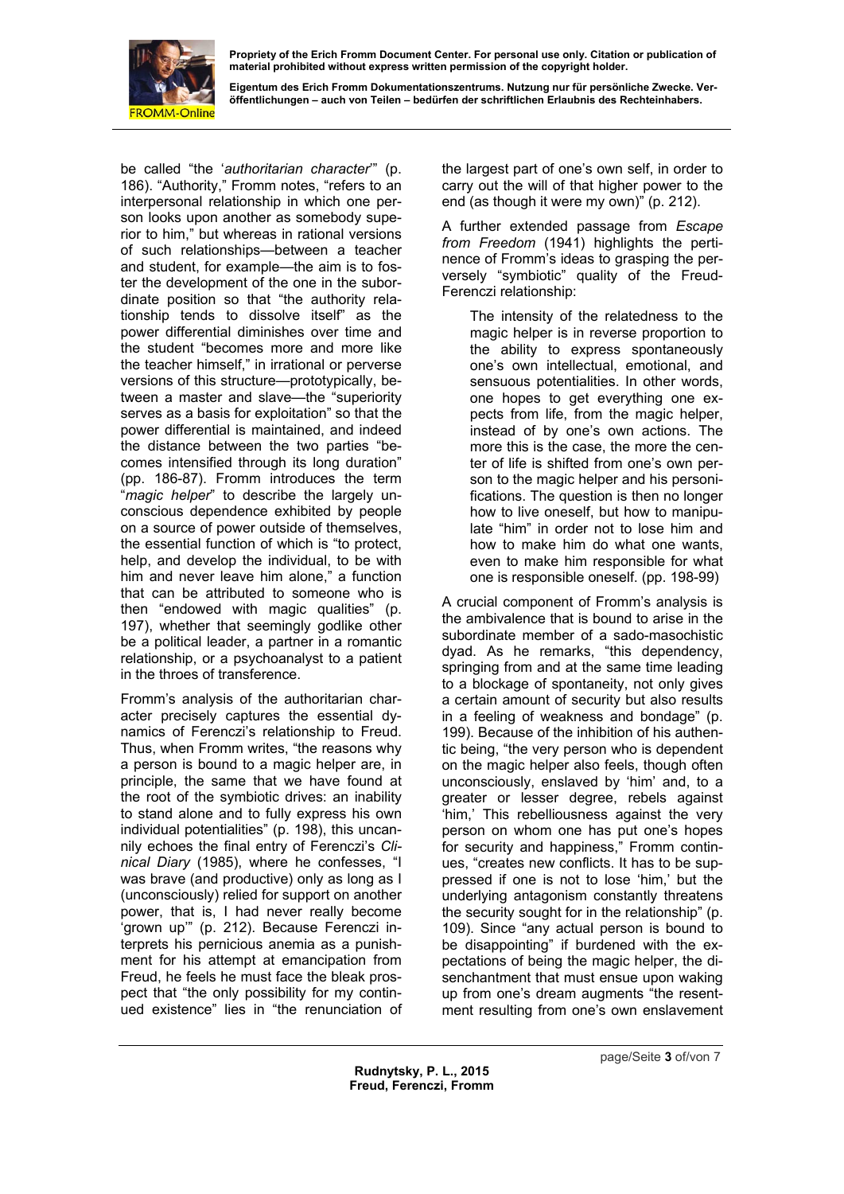be called "the '*authoritarian character*'" (p. 186). "Authority," Fromm notes, "refers to an interpersonal relationship in which one person looks upon another as somebody superior to him," but whereas in rational versions of such relationships—between a teacher and student, for example—the aim is to foster the development of the one in the subordinate position so that "the authority relationship tends to dissolve itself" as the power differential diminishes over time and the student "becomes more and more like the teacher himself," in irrational or perverse versions of this structure—prototypically, between a master and slave—the "superiority serves as a basis for exploitation" so that the power differential is maintained, and indeed the distance between the two parties "becomes intensified through its long duration" (pp. 186-87). Fromm introduces the term "*magic helper*" to describe the largely unconscious dependence exhibited by people on a source of power outside of themselves, the essential function of which is "to protect, help, and develop the individual, to be with him and never leave him alone," a function that can be attributed to someone who is then "endowed with magic qualities" (p. 197), whether that seemingly godlike other be a political leader, a partner in a romantic relationship, or a psychoanalyst to a patient in the throes of transference.

Fromm's analysis of the authoritarian character precisely captures the essential dynamics of Ferenczi's relationship to Freud. Thus, when Fromm writes, "the reasons why a person is bound to a magic helper are, in principle, the same that we have found at the root of the symbiotic drives: an inability to stand alone and to fully express his own individual potentialities" (p. 198), this uncannily echoes the final entry of Ferenczi's *Clinical Diary* (1985), where he confesses, "I was brave (and productive) only as long as I (unconsciously) relied for support on another power, that is, I had never really become 'grown up'" (p. 212). Because Ferenczi interprets his pernicious anemia as a punishment for his attempt at emancipation from Freud, he feels he must face the bleak prospect that "the only possibility for my continued existence" lies in "the renunciation of the largest part of one's own self, in order to carry out the will of that higher power to the end (as though it were my own)" (p. 212).

A further extended passage from *Escape from Freedom* (1941) highlights the pertinence of Fromm's ideas to grasping the perversely "symbiotic" quality of the Freud-Ferenczi relationship:

> The intensity of the relatedness to the magic helper is in reverse proportion to the ability to express spontaneously one's own intellectual, emotional, and sensuous potentialities. In other words, one hopes to get everything one expects from life, from the magic helper, instead of by one's own actions. The more this is the case, the more the center of life is shifted from one's own person to the magic helper and his personifications. The question is then no longer how to live oneself, but how to manipulate "him" in order not to lose him and how to make him do what one wants, even to make him responsible for what one is responsible oneself. (pp. 198-99)

A crucial component of Fromm's analysis is the ambivalence that is bound to arise in the subordinate member of a sado-masochistic dyad. As he remarks, "this dependency, springing from and at the same time leading to a blockage of spontaneity, not only gives a certain amount of security but also results in a feeling of weakness and bondage" (p. 199). Because of the inhibition of his authentic being, "the very person who is dependent on the magic helper also feels, though often unconsciously, enslaved by 'him' and, to a greater or lesser degree, rebels against 'him,' This rebelliousness against the very person on whom one has put one's hopes for security and happiness," Fromm continues, "creates new conflicts. It has to be suppressed if one is not to lose 'him,' but the underlying antagonism constantly threatens the security sought for in the relationship" (p. 109). Since "any actual person is bound to be disappointing" if burdened with the expectations of being the magic helper, the disenchantment that must ensue upon waking up from one's dream augments "the resentment resulting from one's own enslavement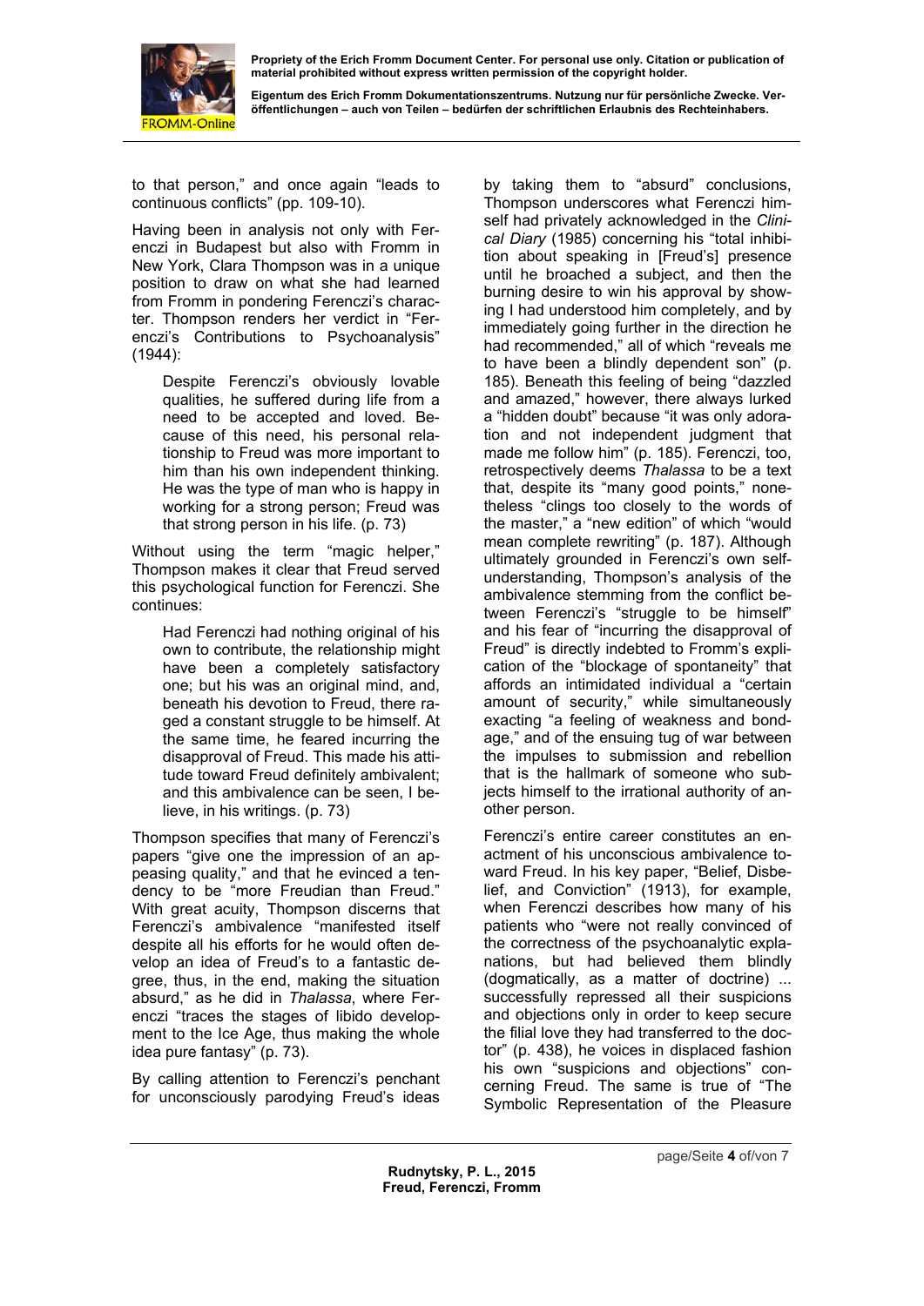to that person," and once again "leads to continuous conflicts" (pp. 109-10).

Having been in analysis not only with Ferenczi in Budapest but also with Fromm in New York, Clara Thompson was in a unique position to draw on what she had learned from Fromm in pondering Ferenczi's character. Thompson renders her verdict in "Ferenczi's Contributions to Psychoanalysis" (1944):

> Despite Ferenczi's obviously lovable qualities, he suffered during life from a need to be accepted and loved. Because of this need, his personal relationship to Freud was more important to him than his own independent thinking. He was the type of man who is happy in working for a strong person; Freud was that strong person in his life. (p. 73)

Without using the term "magic helper," Thompson makes it clear that Freud served this psychological function for Ferenczi. She continues:

> Had Ferenczi had nothing original of his own to contribute, the relationship might have been a completely satisfactory one; but his was an original mind, and, beneath his devotion to Freud, there raged a constant struggle to be himself. At the same time, he feared incurring the disapproval of Freud. This made his attitude toward Freud definitely ambivalent; and this ambivalence can be seen, I believe, in his writings. (p. 73)

Thompson specifies that many of Ferenczi's papers "give one the impression of an appeasing quality," and that he evinced a tendency to be "more Freudian than Freud." With great acuity, Thompson discerns that Ferenczi's ambivalence "manifested itself despite all his efforts for he would often develop an idea of Freud's to a fantastic degree, thus, in the end, making the situation absurd," as he did in *Thalassa*, where Ferenczi "traces the stages of libido development to the Ice Age, thus making the whole idea pure fantasy" (p. 73).

By calling attention to Ferenczi's penchant for unconsciously parodying Freud's ideas by taking them to "absurd" conclusions, Thompson underscores what Ferenczi himself had privately acknowledged in the *Clinical Diary* (1985) concerning his "total inhibition about speaking in [Freud's] presence until he broached a subject, and then the burning desire to win his approval by showing I had understood him completely, and by immediately going further in the direction he had recommended," all of which "reveals me to have been a blindly dependent son" (p. 185). Beneath this feeling of being "dazzled and amazed," however, there always lurked a "hidden doubt" because "it was only adoration and not independent judgment that made me follow him" (p. 185). Ferenczi, too, retrospectively deems *Thalassa* to be a text that, despite its "many good points," nonetheless "clings too closely to the words of the master," a "new edition" of which "would mean complete rewriting" (p. 187). Although ultimately grounded in Ferenczi's own self-understanding, Thompson's analysis of the ambivalence stemming from the conflict between Ferenczi's "struggle to be himself" and his fear of "incurring the disapproval of Freud" is directly indebted to Fromm's explication of the "blockage of spontaneity" that affords an intimidated individual a "certain amount of security," while simultaneously exacting "a feeling of weakness and bondage," and of the ensuing tug of war between the impulses to submission and rebellion that is the hallmark of someone who subjects himself to the irrational authority of another person.

Ferenczi's entire career constitutes an enactment of his unconscious ambivalence toward Freud. In his key paper, "Belief, Disbelief, and Conviction" (1913), for example, when Ferenczi describes how many of his patients who "were not really convinced of the correctness of the psychoanalytic explanations, but had believed them blindly (dogmatically, as a matter of doctrine) ... successfully repressed all their suspicions and objections only in order to keep secure the filial love they had transferred to the doctor" (p. 438), he voices in displaced fashion his own "suspicions and objections" concerning Freud. The same is true of "The Symbolic Representation of the Pleasure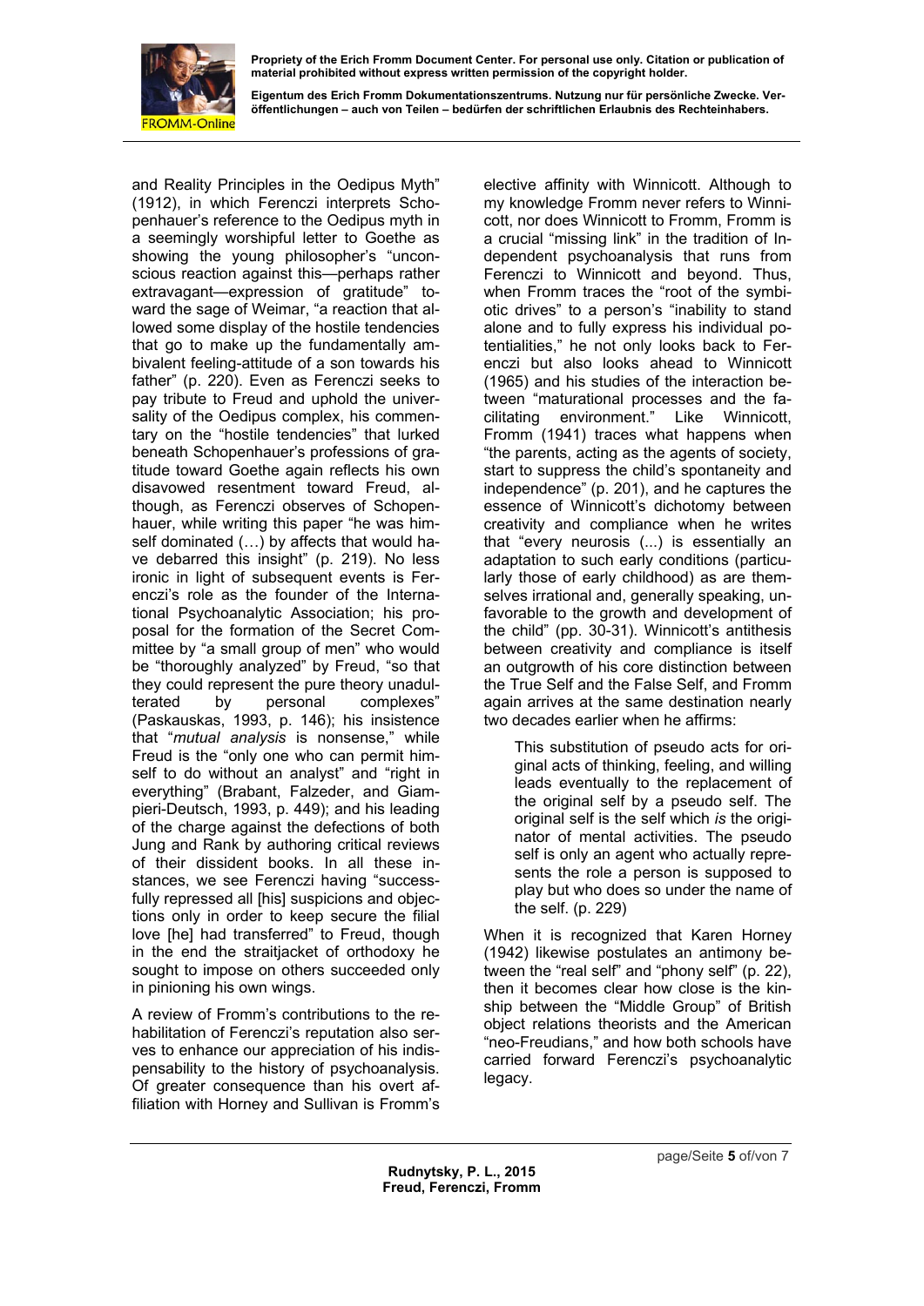and Reality Principles in the Oedipus Myth" (1912), in which Ferenczi interprets Schopenhauer's reference to the Oedipus myth in a seemingly worshipful letter to Goethe as showing the young philosopher's "unconscious reaction against this—perhaps rather extravagant—expression of gratitude" toward the sage of Weimar, "a reaction that allowed some display of the hostile tendencies that go to make up the fundamentally ambivalent feeling-attitude of a son towards his father" (p. 220). Even as Ferenczi seeks to pay tribute to Freud and uphold the universality of the Oedipus complex, his commentary on the "hostile tendencies" that lurked beneath Schopenhauer's professions of gratitude toward Goethe again reflects his own disavowed resentment toward Freud, although, as Ferenczi observes of Schopenhauer, while writing this paper "he was himself dominated (…) by affects that would have debarred this insight" (p. 219). No less ironic in light of subsequent events is Ferenczi's role as the founder of the International Psychoanalytic Association; his proposal for the formation of the Secret Committee by "a small group of men" who would be "thoroughly analyzed" by Freud, "so that they could represent the pure theory unadulterated by personal complexes" (Paskauskas, 1993, p. 146); his insistence that "*mutual analysis* is nonsense," while Freud is the "only one who can permit himself to do without an analyst" and "right in everything" (Brabant, Falzeder, and Giampieri-Deutsch, 1993, p. 449); and his leading of the charge against the defections of both Jung and Rank by authoring critical reviews of their dissident books. In all these instances, we see Ferenczi having "successfully repressed all [his] suspicions and objections only in order to keep secure the filial love [he] had transferred" to Freud, though in the end the straitjacket of orthodoxy he sought to impose on others succeeded only in pinioning his own wings.

A review of Fromm's contributions to the rehabilitation of Ferenczi's reputation also serves to enhance our appreciation of his indispensability to the history of psychoanalysis. Of greater consequence than his overt affiliation with Horney and Sullivan is Fromm's elective affinity with Winnicott. Although to my knowledge Fromm never refers to Winnicott, nor does Winnicott to Fromm, Fromm is a crucial "missing link" in the tradition of Independent psychoanalysis that runs from Ferenczi to Winnicott and beyond. Thus, when Fromm traces the "root of the symbiotic drives" to a person's "inability to stand alone and to fully express his individual potentialities," he not only looks back to Ferenczi but also looks ahead to Winnicott (1965) and his studies of the interaction between "maturational processes and the facilitating environment." Like Winnicott, Fromm (1941) traces what happens when "the parents, acting as the agents of society, start to suppress the child's spontaneity and independence" (p. 201), and he captures the essence of Winnicott's dichotomy between creativity and compliance when he writes that "every neurosis (...) is essentially an adaptation to such early conditions (particularly those of early childhood) as are themselves irrational and, generally speaking, unfavorable to the growth and development of the child" (pp. 30-31). Winnicott's antithesis between creativity and compliance is itself an outgrowth of his core distinction between the True Self and the False Self, and Fromm again arrives at the same destination nearly two decades earlier when he affirms:

> This substitution of pseudo acts for original acts of thinking, feeling, and willing leads eventually to the replacement of the original self by a pseudo self. The original self is the self which *is* the originator of mental activities. The pseudo self is only an agent who actually represents the role a person is supposed to play but who does so under the name of the self. (p. 229)

When it is recognized that Karen Horney (1942) likewise postulates an antimony between the "real self" and "phony self" (p. 22), then it becomes clear how close is the kinship between the "Middle Group" of British object relations theorists and the American "neo-Freudians," and how both schools have carried forward Ferenczi's psychoanalytic legacy.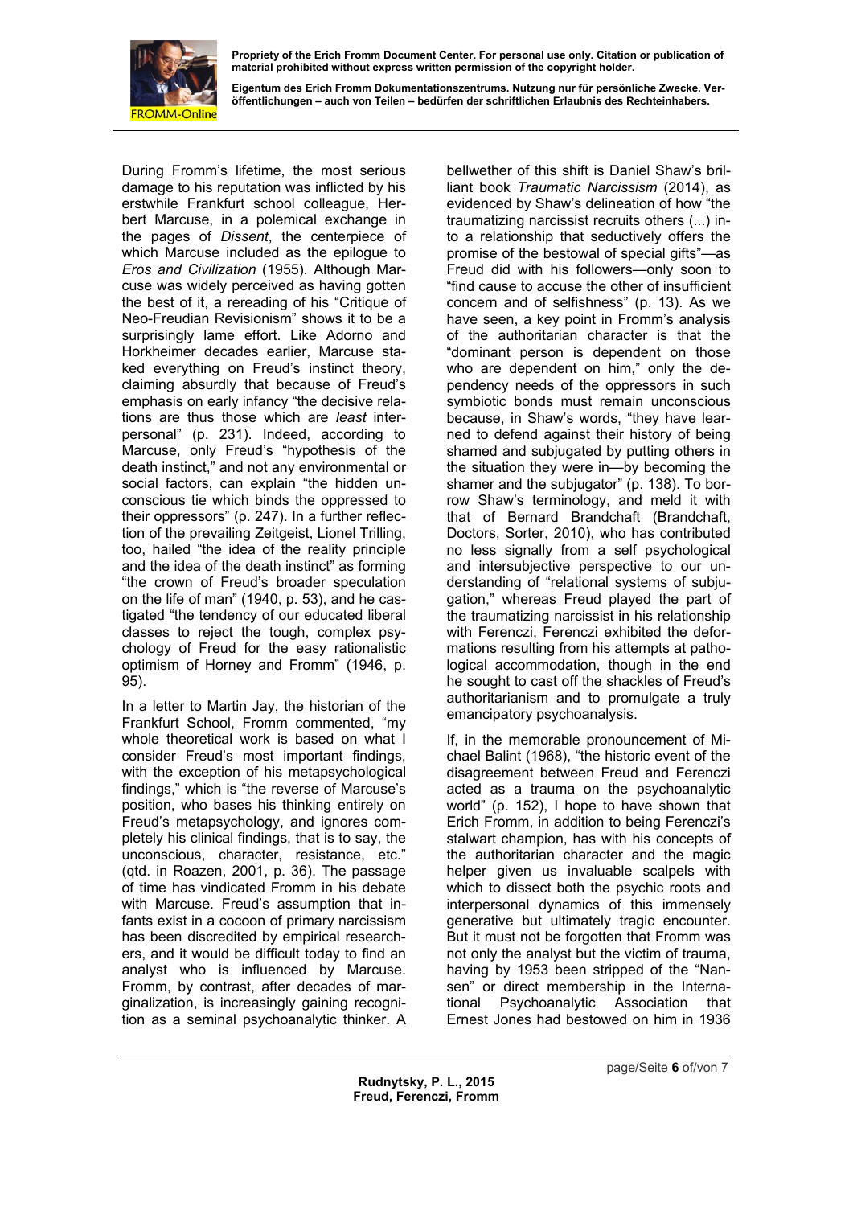During Fromm's lifetime, the most serious damage to his reputation was inflicted by his erstwhile Frankfurt school colleague, Herbert Marcuse, in a polemical exchange in the pages of *Dissent*, the centerpiece of which Marcuse included as the epilogue to *Eros and Civilization* (1955). Although Marcuse was widely perceived as having gotten the best of it, a rereading of his "Critique of Neo-Freudian Revisionism" shows it to be a surprisingly lame effort. Like Adorno and Horkheimer decades earlier, Marcuse staked everything on Freud's instinct theory, claiming absurdly that because of Freud's emphasis on early infancy "the decisive relations are thus those which are *least* interpersonal" (p. 231). Indeed, according to Marcuse, only Freud's "hypothesis of the death instinct," and not any environmental or social factors, can explain "the hidden unconscious tie which binds the oppressed to their oppressors" (p. 247). In a further reflection of the prevailing Zeitgeist, Lionel Trilling, too, hailed "the idea of the reality principle and the idea of the death instinct" as forming "the crown of Freud's broader speculation on the life of man" (1940, p. 53), and he castigated "the tendency of our educated liberal classes to reject the tough, complex psychology of Freud for the easy rationalistic optimism of Horney and Fromm" (1946, p. 95).

In a letter to Martin Jay, the historian of the Frankfurt School, Fromm commented, "my whole theoretical work is based on what I consider Freud's most important findings, with the exception of his metapsychological findings," which is "the reverse of Marcuse's position, who bases his thinking entirely on Freud's metapsychology, and ignores completely his clinical findings, that is to say, the unconscious, character, resistance, etc." (qtd. in Roazen, 2001, p. 36). The passage of time has vindicated Fromm in his debate with Marcuse. Freud's assumption that infants exist in a cocoon of primary narcissism has been discredited by empirical researchers, and it would be difficult today to find an analyst who is influenced by Marcuse. Fromm, by contrast, after decades of marginalization, is increasingly gaining recognition as a seminal psychoanalytic thinker. A bellwether of this shift is Daniel Shaw's brilliant book *Traumatic Narcissism* (2014), as evidenced by Shaw's delineation of how "the traumatizing narcissist recruits others (...) into a relationship that seductively offers the promise of the bestowal of special gifts"—as Freud did with his followers—only soon to "find cause to accuse the other of insufficient concern and of selfishness" (p. 13). As we have seen, a key point in Fromm's analysis of the authoritarian character is that the "dominant person is dependent on those who are dependent on him," only the dependency needs of the oppressors in such symbiotic bonds must remain unconscious because, in Shaw's words, "they have learned to defend against their history of being shamed and subjugated by putting others in the situation they were in—by becoming the shamer and the subjugator" (p. 138). To borrow Shaw's terminology, and meld it with that of Bernard Brandchaft (Brandchaft, Doctors, Sorter, 2010), who has contributed no less signally from a self psychological and intersubjective perspective to our understanding of "relational systems of subjugation," whereas Freud played the part of the traumatizing narcissist in his relationship with Ferenczi, Ferenczi exhibited the deformations resulting from his attempts at pathological accommodation, though in the end he sought to cast off the shackles of Freud's authoritarianism and to promulgate a truly emancipatory psychoanalysis.

If, in the memorable pronouncement of Michael Balint (1968), "the historic event of the disagreement between Freud and Ferenczi acted as a trauma on the psychoanalytic world" (p. 152), I hope to have shown that Erich Fromm, in addition to being Ferenczi's stalwart champion, has with his concepts of the authoritarian character and the magic helper given us invaluable scalpels with which to dissect both the psychic roots and interpersonal dynamics of this immensely generative but ultimately tragic encounter. But it must not be forgotten that Fromm was not only the analyst but the victim of trauma, having by 1953 been stripped of the "Nansen" or direct membership in the International Psychoanalytic Association that Ernest Jones had bestowed on him in 1936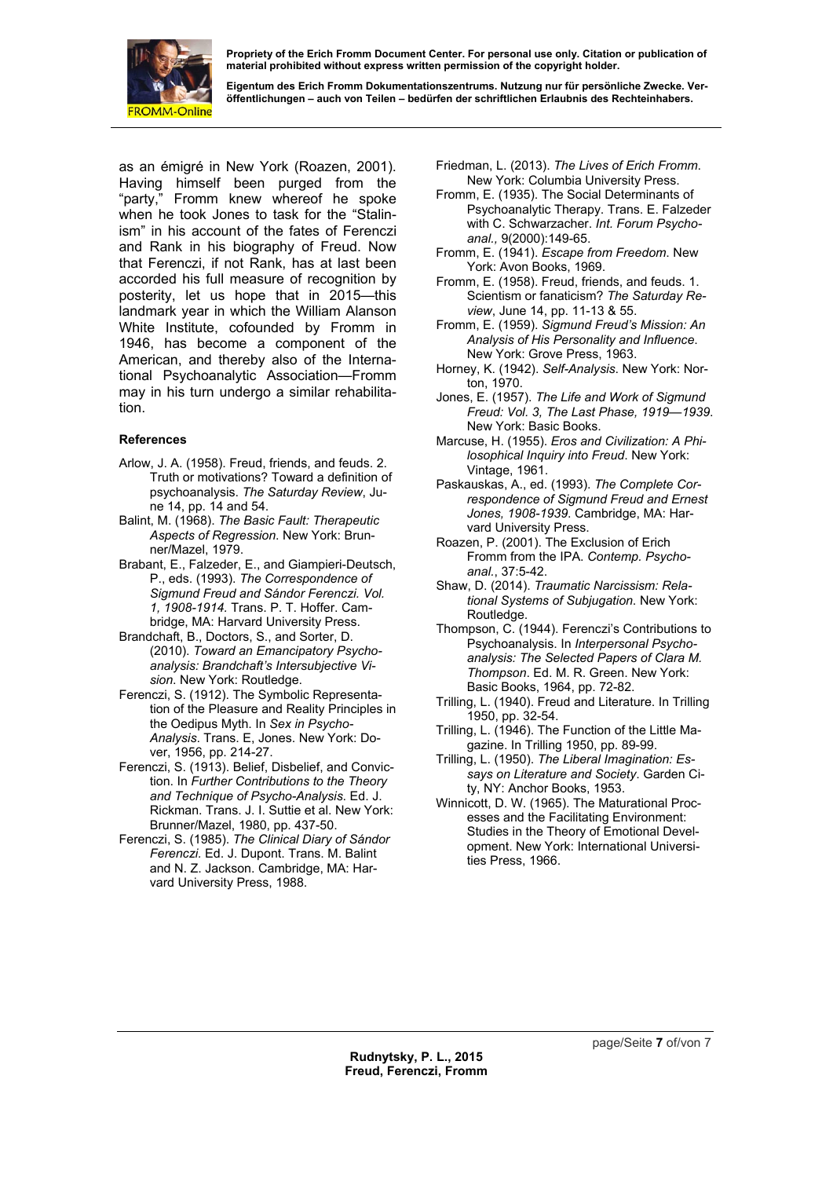as an émigré in New York (Roazen, 2001). Having himself been purged from the "party," Fromm knew whereof he spoke when he took Jones to task for the "Stalinism" in his account of the fates of Ferenczi and Rank in his biography of Freud. Now that Ferenczi, if not Rank, has at last been accorded his full measure of recognition by posterity, let us hope that in 2015—this landmark year in which the William Alanson White Institute, cofounded by Fromm in 1946, has become a component of the American, and thereby also of the International Psychoanalytic Association—Fromm may in his turn undergo a similar rehabilitation.

**References**

- Arlow, J. A. (1958). Freud, friends, and feuds. 2. Truth or motivations? Toward a definition of psychoanalysis. *The Saturday Review*, June 14, pp. 14 and 54.
- Balint, M. (1968). *The Basic Fault: Therapeutic Aspects of Regression*. New York: Brunner/Mazel, 1979.
- Brabant, E., Falzeder, E., and Giampieri-Deutsch, P., eds. (1993). *The Correspondence of Sigmund Freud and Sándor Ferenczi. Vol. 1, 1908-1914*. Trans. P. T. Hoffer. Cambridge, MA: Harvard University Press.
- Brandchaft, B., Doctors, S., and Sorter, D. (2010). *Toward an Emancipatory Psychoanalysis: Brandchaft's Intersubjective Vision*. New York: Routledge.
- Ferenczi, S. (1912). The Symbolic Representation of the Pleasure and Reality Principles in the Oedipus Myth. In *Sex in Psycho-Analysis*. Trans. E, Jones. New York: Dover, 1956, pp. 214-27.
- Ferenczi, S. (1913). Belief, Disbelief, and Conviction. In *Further Contributions to the Theory and Technique of Psycho-Analysis*. Ed. J. Rickman. Trans. J. I. Suttie et al. New York: Brunner/Mazel, 1980, pp. 437-50.
- Ferenczi, S. (1985). *The Clinical Diary of Sándor Ferenczi*. Ed. J. Dupont. Trans. M. Balint and N. Z. Jackson. Cambridge, MA: Harvard University Press, 1988.
- Friedman, L. (2013). *The Lives of Erich Fromm*. New York: Columbia University Press.
- Fromm, E. (1935). The Social Determinants of Psychoanalytic Therapy. Trans. E. Falzeder with C. Schwarzacher. *Int. Forum Psychoanal.,* 9(2000):149-65.
- Fromm, E. (1941). *Escape from Freedom*. New York: Avon Books, 1969.
- Fromm, E. (1958). Freud, friends, and feuds. 1. Scientism or fanaticism? *The Saturday Review*, June 14, pp. 11-13 & 55.
- Fromm, E. (1959). *Sigmund Freud's Mission: An Analysis of His Personality and Influence*. New York: Grove Press, 1963.
- Horney, K. (1942). *Self-Analysis*. New York: Norton, 1970.
- Jones, E. (1957). *The Life and Work of Sigmund Freud: Vol. 3, The Last Phase, 1919—1939*. New York: Basic Books.
- Marcuse, H. (1955). *Eros and Civilization: A Philosophical Inquiry into Freud*. New York: Vintage, 1961.
- Paskauskas, A., ed. (1993). *The Complete Correspondence of Sigmund Freud and Ernest Jones, 1908-1939*. Cambridge, MA: Harvard University Press.
- Roazen, P. (2001). The Exclusion of Erich Fromm from the IPA. *Contemp. Psychoanal.*, 37:5-42.
- Shaw, D. (2014). *Traumatic Narcissism: Relational Systems of Subjugation*. New York: Routledge.
- Thompson, C. (1944). Ferenczi's Contributions to Psychoanalysis. In *Interpersonal Psychoanalysis: The Selected Papers of Clara M. Thompson*. Ed. M. R. Green. New York: Basic Books, 1964, pp. 72-82.
- Trilling, L. (1940). Freud and Literature. In Trilling 1950, pp. 32-54.
- Trilling, L. (1946). The Function of the Little Magazine. In Trilling 1950, pp. 89-99.
- Trilling, L. (1950). *The Liberal Imagination: Essays on Literature and Society*. Garden City, NY: Anchor Books, 1953.
- Winnicott, D. W. (1965). The Maturational Processes and the Facilitating Environment: Studies in the Theory of Emotional Development. New York: International Universities Press, 1966.